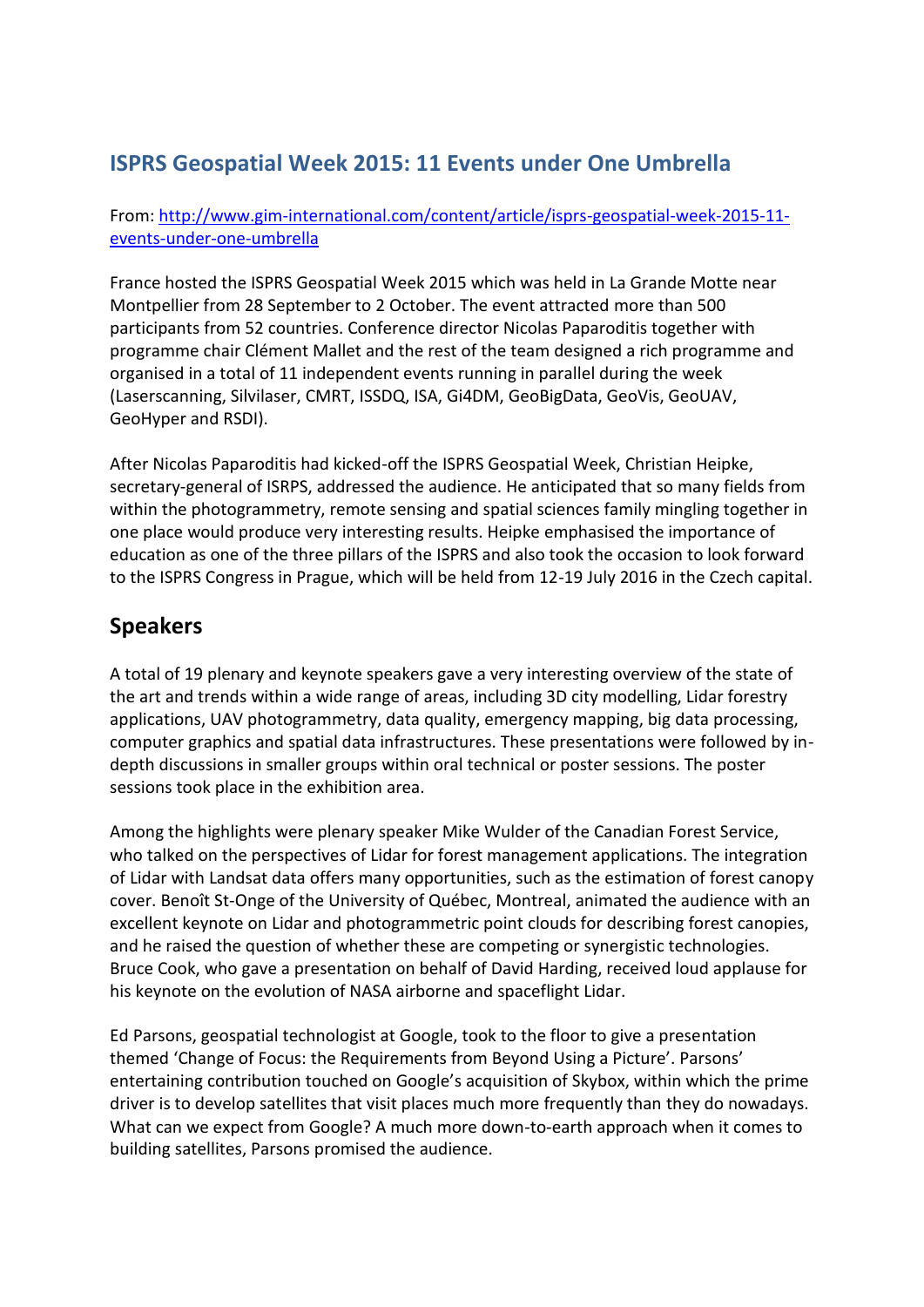## ISPRS Geospatial Week 2015: 11 Events under One Umbrella

From: [http://www.gim-international.com/content/article/isprs-geospatial-week-2015-11-events-under-one-umbrella](http://www.gim-international.com/content/article/isprs-geospatial-week-2015-11-events-under-one-umbrella)

France hosted the ISPRS Geospatial Week 2015 which was held in La Grande Motte near Montpellier from 28 September to 2 October. The event attracted more than 500 participants from 52 countries. Conference director Nicolas Paparoditis together with programme chair Clément Mallet and the rest of the team designed a rich programme and organised in a total of 11 independent events running in parallel during the week (Laserscanning, Silvilaser, CMRT, ISSDQ, ISA, Gi4DM, GeoBigData, GeoVis, GeoUAV, GeoHyper and RSDI).

After Nicolas Paparoditis had kicked-off the ISPRS Geospatial Week, Christian Heipke, secretary-general of ISRPS, addressed the audience. He anticipated that so many fields from within the photogrammetry, remote sensing and spatial sciences family mingling together in one place would produce very interesting results. Heipke emphasised the importance of education as one of the three pillars of the ISPRS and also took the occasion to look forward to the ISPRS Congress in Prague, which will be held from 12-19 July 2016 in the Czech capital.

## Speakers

A total of 19 plenary and keynote speakers gave a very interesting overview of the state of the art and trends within a wide range of areas, including 3D city modelling, Lidar forestry applications, UAV photogrammetry, data quality, emergency mapping, big data processing, computer graphics and spatial data infrastructures. These presentations were followed by in-depth discussions in smaller groups within oral technical or poster sessions. The poster sessions took place in the exhibition area.

Among the highlights were plenary speaker Mike Wulder of the Canadian Forest Service, who talked on the perspectives of Lidar for forest management applications. The integration of Lidar with Landsat data offers many opportunities, such as the estimation of forest canopy cover. Benoît St-Onge of the University of Québec, Montreal, animated the audience with an excellent keynote on Lidar and photogrammetric point clouds for describing forest canopies, and he raised the question of whether these are competing or synergistic technologies. Bruce Cook, who gave a presentation on behalf of David Harding, received loud applause for his keynote on the evolution of NASA airborne and spaceflight Lidar.

Ed Parsons, geospatial technologist at Google, took to the floor to give a presentation themed 'Change of Focus: the Requirements from Beyond Using a Picture'. Parsons' entertaining contribution touched on Google's acquisition of Skybox, within which the prime driver is to develop satellites that visit places much more frequently than they do nowadays. What can we expect from Google? A much more down-to-earth approach when it comes to building satellites, Parsons promised the audience.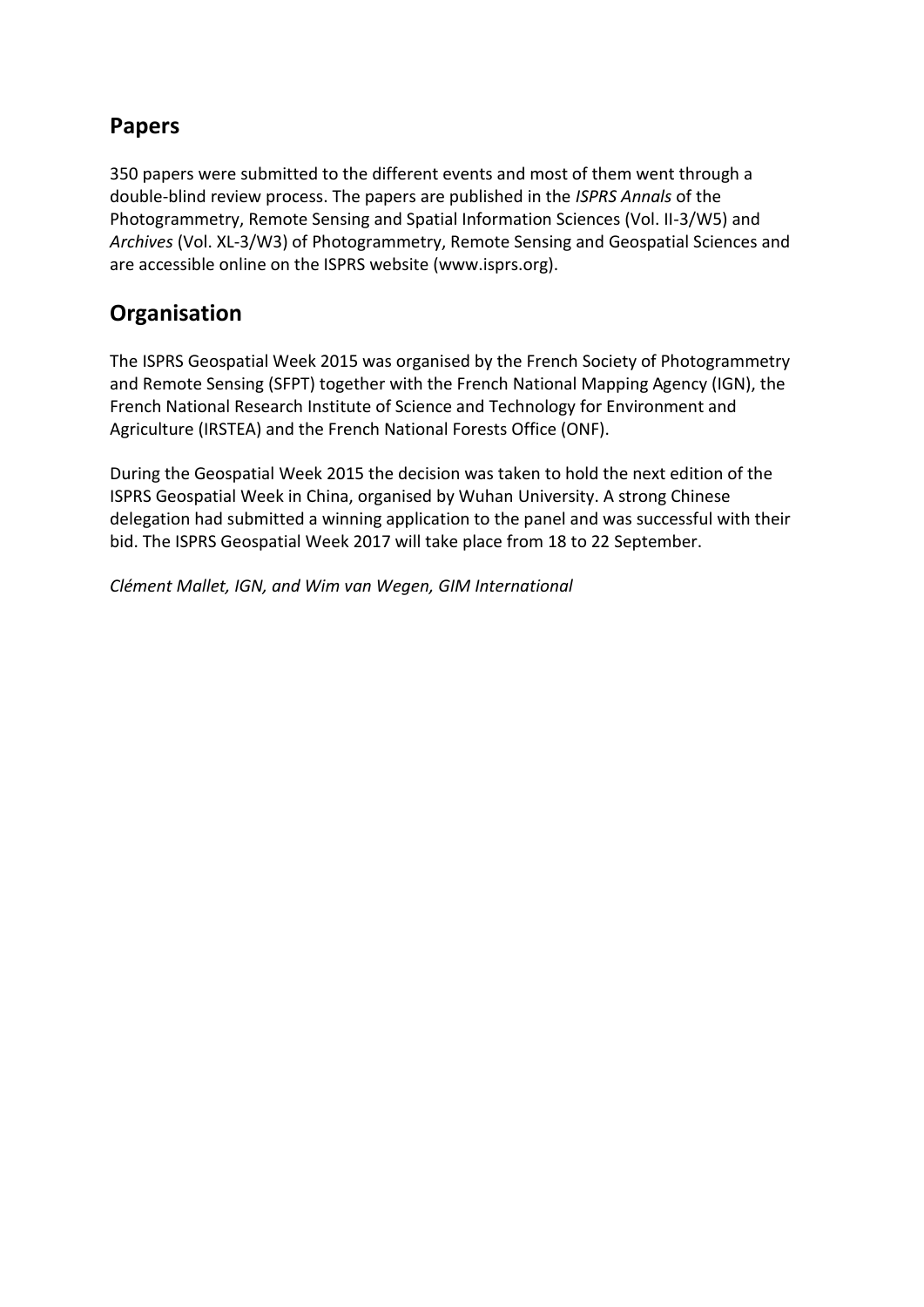## Papers

350 papers were submitted to the different events and most of them went through a double-blind review process. The papers are published in the *ISPRS Annals* of the Photogrammetry, Remote Sensing and Spatial Information Sciences (Vol. II-3/W5) and *Archives* (Vol. XL-3/W3) of Photogrammetry, Remote Sensing and Geospatial Sciences and are accessible online on the ISPRS website (www.isprs.org).

## Organisation

The ISPRS Geospatial Week 2015 was organised by the French Society of Photogrammetry and Remote Sensing (SFPT) together with the French National Mapping Agency (IGN), the French National Research Institute of Science and Technology for Environment and Agriculture (IRSTEA) and the French National Forests Office (ONF).

During the Geospatial Week 2015 the decision was taken to hold the next edition of the ISPRS Geospatial Week in China, organised by Wuhan University. A strong Chinese delegation had submitted a winning application to the panel and was successful with their bid. The ISPRS Geospatial Week 2017 will take place from 18 to 22 September.

*Clément Mallet, IGN, and Wim van Wegen, GIM International*